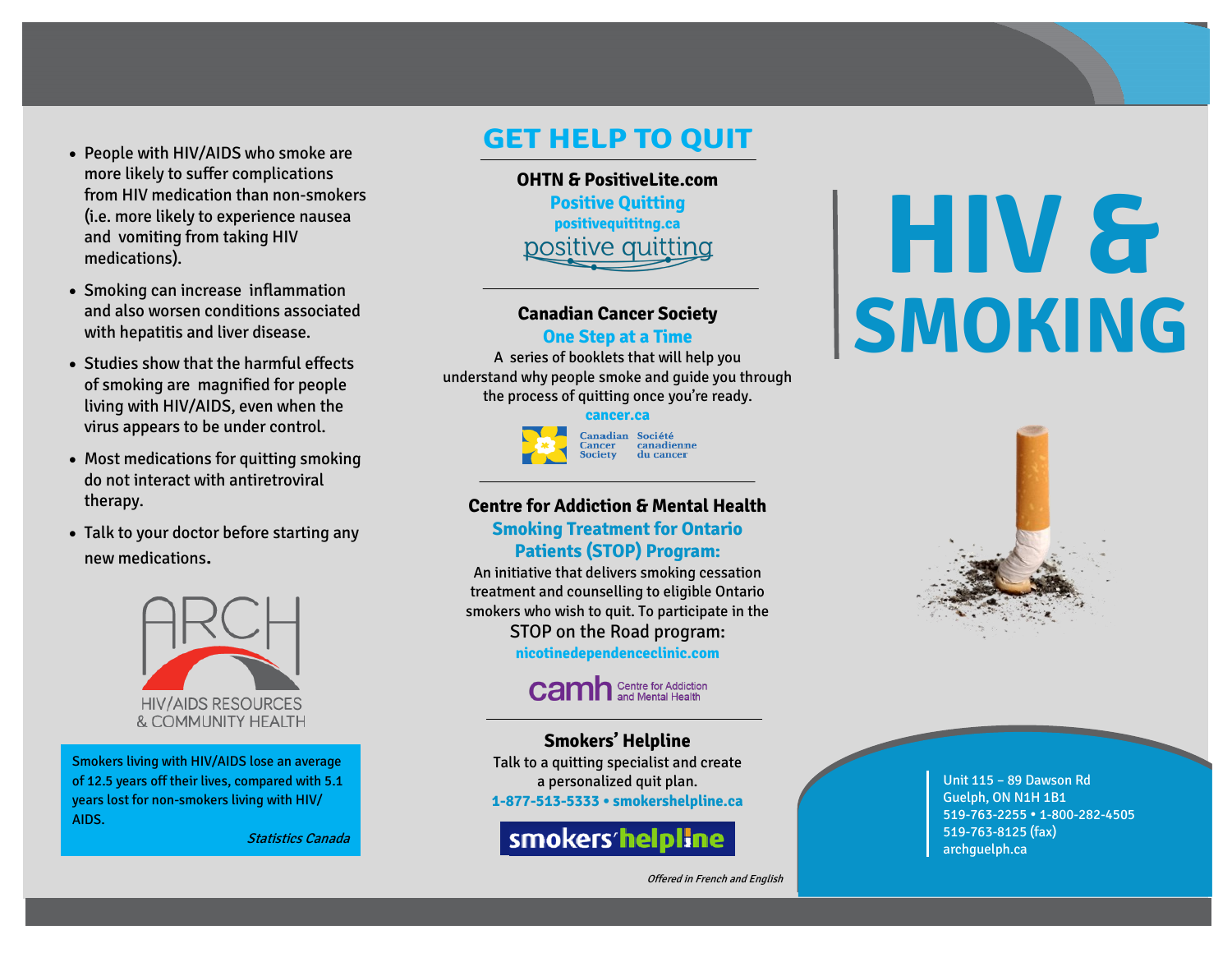- People with HIV/AIDS who smoke are more likely to suffer complications from HIV medication than non-smokers (i.e. more likely to experience nausea and vomiting from taking HIV medications).
- Smoking can increase inflammation and also worsen conditions associated with hepatitis and liver disease.
- Studies show that the harmful effects of smoking are magnified for people living with HIV/AIDS, even when the virus appears to be under control.
- Most medications for quitting smoking do not interact with antiretroviral therapy.
- Talk to your doctor before starting any new medications.

ARCH

HIV/AIDS RESOURCES & COMMUNITY HEALTH

Smokers living with HIV/AIDS lose an average of 12.5 years off their lives, compared with 5.1 years lost for non-smokers living with HIV/AIDS.

*Statistics Canada*

## GET HELP TO QUIT

**OHTN & PositiveLite.com**

**Positive Quitting**

**positivequititng.ca**

positive quitting

---

**Canadian Cancer Society**

**One Step at a Time**

A series of booklets that will help you understand why people smoke and guide you through the process of quitting once you're ready.

**cancer.ca**

Canadian Cancer Society / Société canadienne du cancer

---

**Centre for Addiction & Mental Health**

**Smoking Treatment for Ontario Patients (STOP) Program:**

An initiative that delivers smoking cessation treatment and counselling to eligible Ontario smokers who wish to quit. To participate in the STOP on the Road program:

**nicotinedependenceclinic.com**

camh Centre for Addiction and Mental Health

---

**Smokers' Helpline**

Talk to a quitting specialist and create a personalized quit plan.

**1-877-513-5333 • smokershelpline.ca**

smokers' helpline

*Offered in French and English*

# HIV & SMOKING

Unit 115 – 89 Dawson Rd
Guelph, ON N1H 1B1
519-763-2255 • 1-800-282-4505
519-763-8125 (fax)
archguelph.ca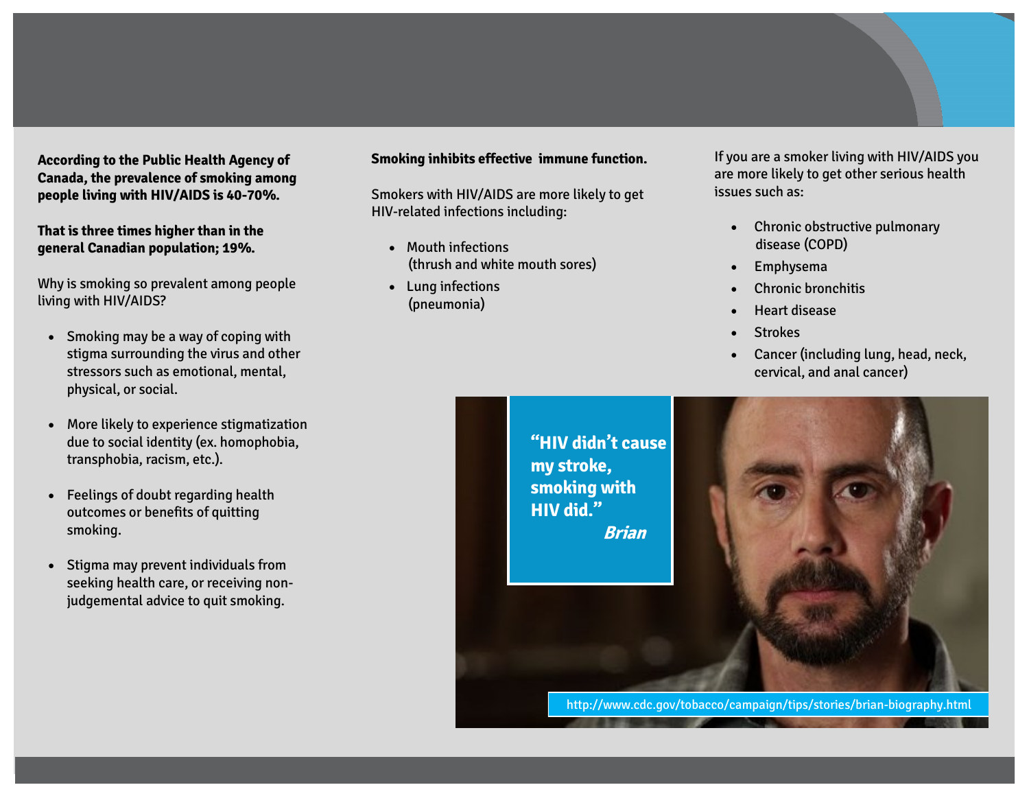**According to the Public Health Agency of Canada, the prevalence of smoking among people living with HIV/AIDS is 40-70%.**

**That is three times higher than in the general Canadian population; 19%.**

Why is smoking so prevalent among people living with HIV/AIDS?

- Smoking may be a way of coping with stigma surrounding the virus and other stressors such as emotional, mental, physical, or social.
- More likely to experience stigmatization due to social identity (ex. homophobia, transphobia, racism, etc.).
- Feelings of doubt regarding health outcomes or benefits of quitting smoking.
- Stigma may prevent individuals from seeking health care, or receiving non-judgemental advice to quit smoking.

**Smoking inhibits effective immune function.**

Smokers with HIV/AIDS are more likely to get HIV-related infections including:

- Mouth infections (thrush and white mouth sores)
- Lung infections (pneumonia)

If you are a smoker living with HIV/AIDS you are more likely to get other serious health issues such as:

- Chronic obstructive pulmonary disease (COPD)
- Emphysema
- Chronic bronchitis
- Heart disease
- Strokes
- Cancer (including lung, head, neck, cervical, and anal cancer)

**"HIV didn't cause my stroke, smoking with HIV did."**
***Brian***

http://www.cdc.gov/tobacco/campaign/tips/stories/brian-biography.html